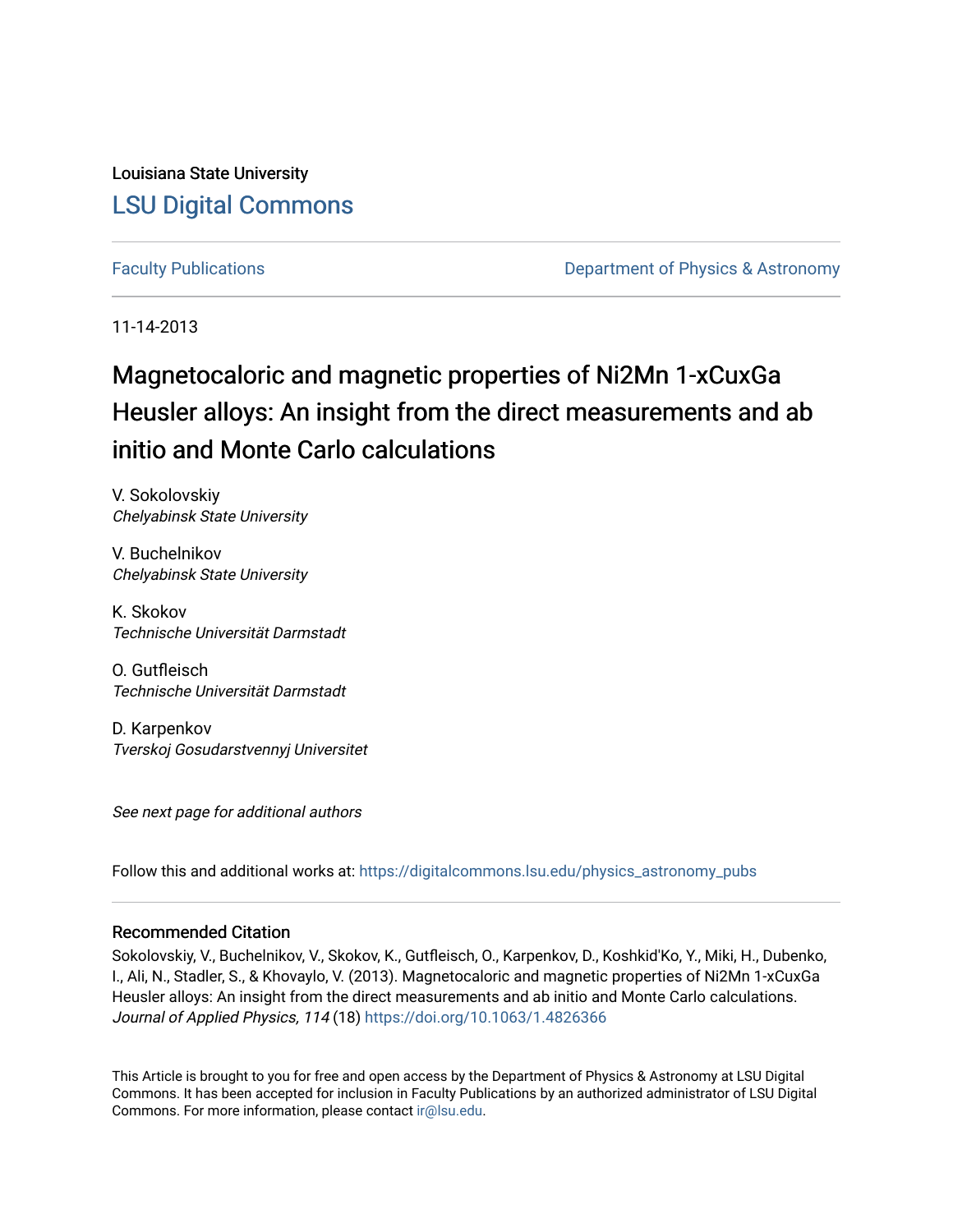Louisiana State University

# LSU Digital Commons

Faculty Publications

Department of Physics & Astronomy

11-14-2013

# Magnetocaloric and magnetic properties of Ni2Mn 1-xCuxGa Heusler alloys: An insight from the direct measurements and ab initio and Monte Carlo calculations

V. Sokolovskiy
*Chelyabinsk State University*

V. Buchelnikov
*Chelyabinsk State University*

K. Skokov
*Technische Universität Darmstadt*

O. Gutfleisch
*Technische Universität Darmstadt*

D. Karpenkov
*Tverskoj Gosudarstvennyj Universitet*

*See next page for additional authors*

Follow this and additional works at: https://digitalcommons.lsu.edu/physics_astronomy_pubs

## Recommended Citation

Sokolovskiy, V., Buchelnikov, V., Skokov, K., Gutfleisch, O., Karpenkov, D., Koshkid'Ko, Y., Miki, H., Dubenko, I., Ali, N., Stadler, S., & Khovaylo, V. (2013). Magnetocaloric and magnetic properties of Ni2Mn 1-xCuxGa Heusler alloys: An insight from the direct measurements and ab initio and Monte Carlo calculations. *Journal of Applied Physics, 114* (18) https://doi.org/10.1063/1.4826366

This Article is brought to you for free and open access by the Department of Physics & Astronomy at LSU Digital Commons. It has been accepted for inclusion in Faculty Publications by an authorized administrator of LSU Digital Commons. For more information, please contact ir@lsu.edu.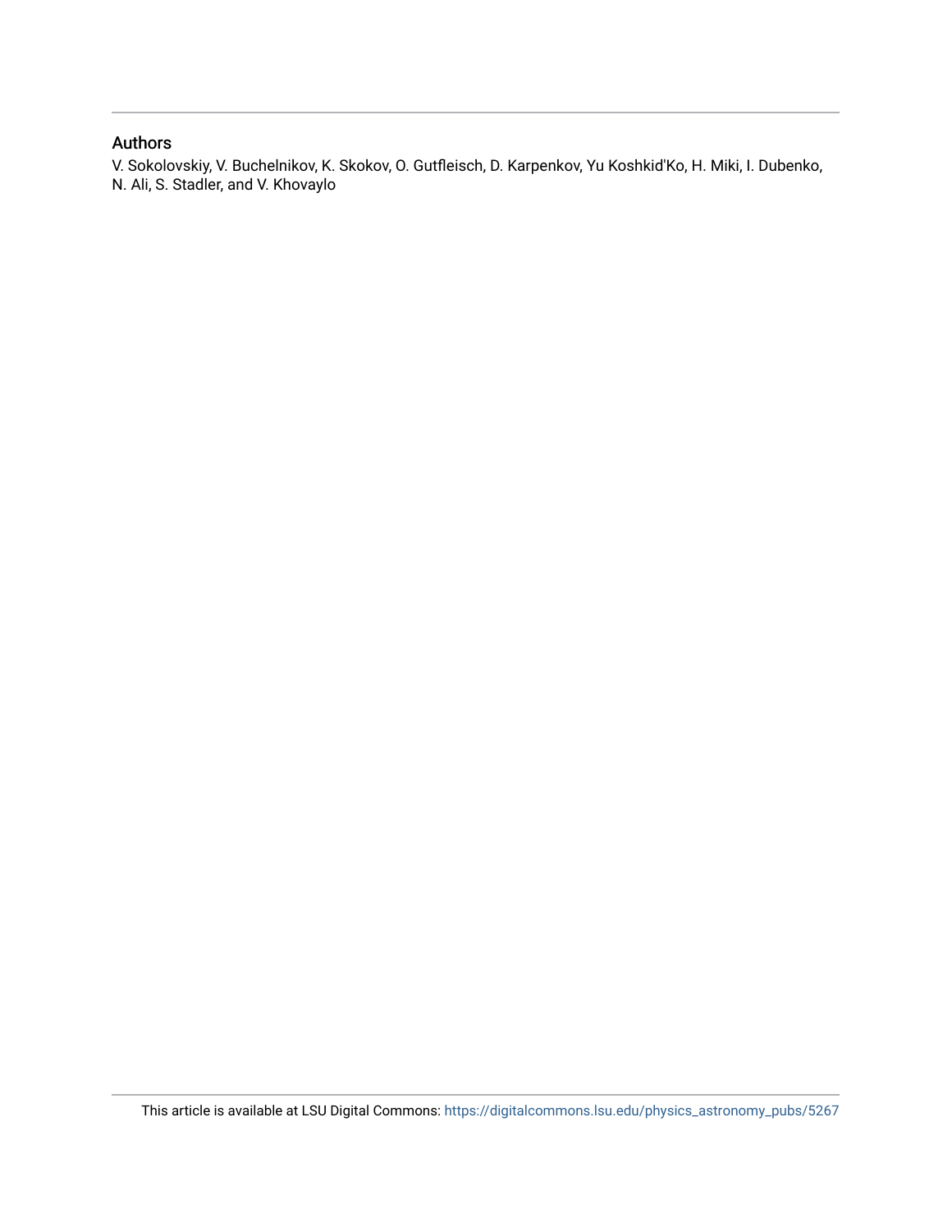## Authors

V. Sokolovskiy, V. Buchelnikov, K. Skokov, O. Gutfleisch, D. Karpenkov, Yu Koshkid'Ko, H. Miki, I. Dubenko, N. Ali, S. Stadler, and V. Khovaylo

This article is available at LSU Digital Commons: https://digitalcommons.lsu.edu/physics_astronomy_pubs/5267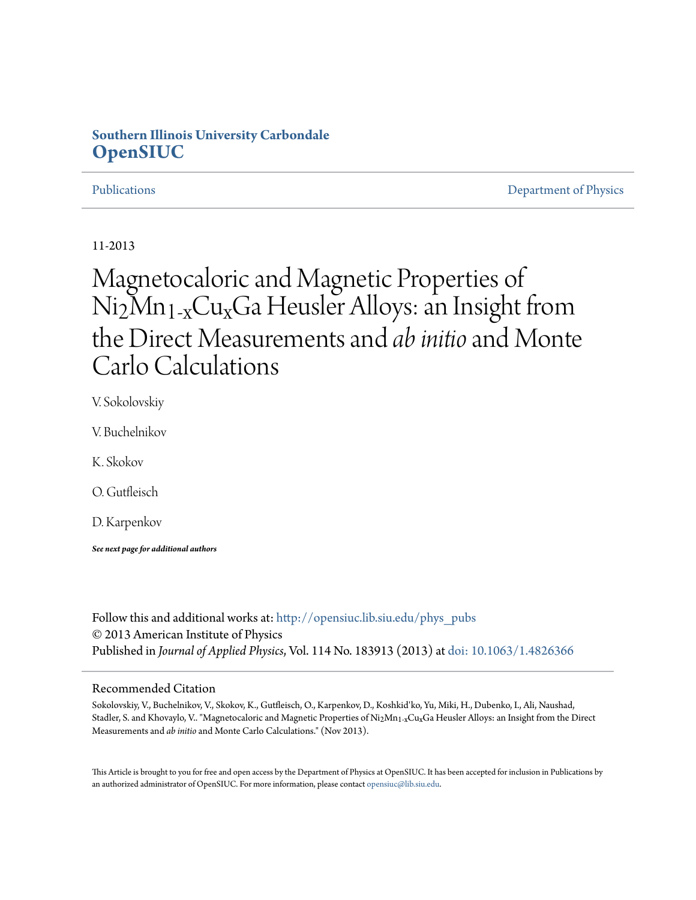**Southern Illinois University Carbondale**
**OpenSIUC**

Publications | Department of Physics

11-2013

# Magnetocaloric and Magnetic Properties of $Ni_2Mn_{1-x}Cu_xGa$ Heusler Alloys: an Insight from the Direct Measurements and *ab initio* and Monte Carlo Calculations

V. Sokolovskiy

V. Buchelnikov

K. Skokov

O. Gutfleisch

D. Karpenkov

***See next page for additional authors***

Follow this and additional works at: http://opensiuc.lib.siu.edu/phys_pubs
© 2013 American Institute of Physics
Published in *Journal of Applied Physics*, Vol. 114 No. 183913 (2013) at doi: 10.1063/1.4826366

## Recommended Citation

Sokolovskiy, V., Buchelnikov, V., Skokov, K., Gutfleisch, O., Karpenkov, D., Koshkid'ko, Yu, Miki, H., Dubenko, I., Ali, Naushad, Stadler, S. and Khovaylo, V.. "Magnetocaloric and Magnetic Properties of $Ni_2Mn_{1-x}Cu_xGa$ Heusler Alloys: an Insight from the Direct Measurements and *ab initio* and Monte Carlo Calculations." (Nov 2013).

This Article is brought to you for free and open access by the Department of Physics at OpenSIUC. It has been accepted for inclusion in Publications by an authorized administrator of OpenSIUC. For more information, please contact opensiuc@lib.siu.edu.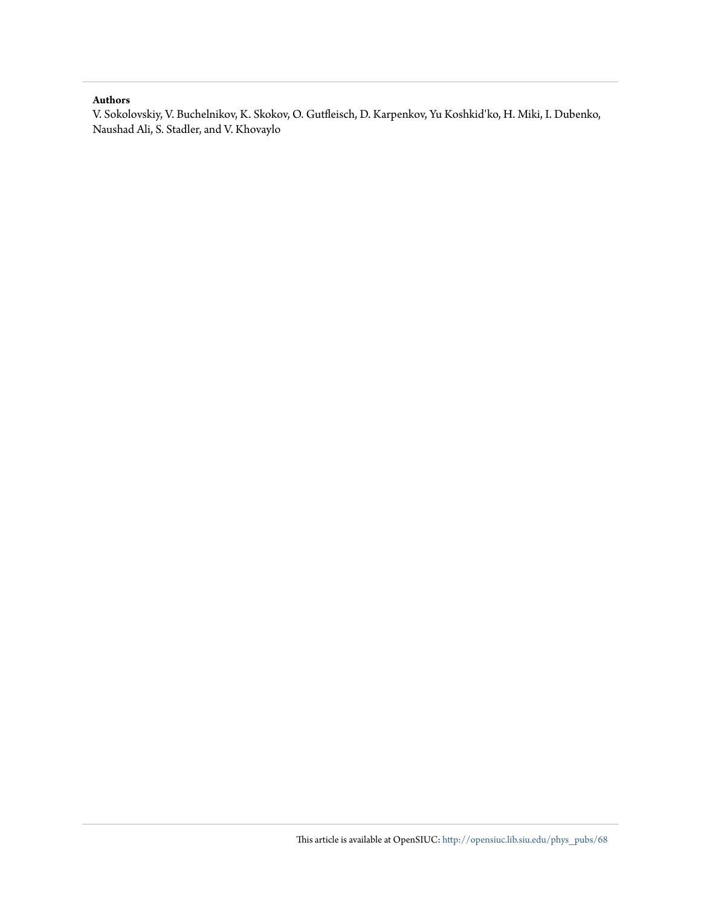**Authors**

V. Sokolovskiy, V. Buchelnikov, K. Skokov, O. Gutfleisch, D. Karpenkov, Yu Koshkid'ko, H. Miki, I. Dubenko, Naushad Ali, S. Stadler, and V. Khovaylo

This article is available at OpenSIUC: http://opensiuc.lib.siu.edu/phys_pubs/68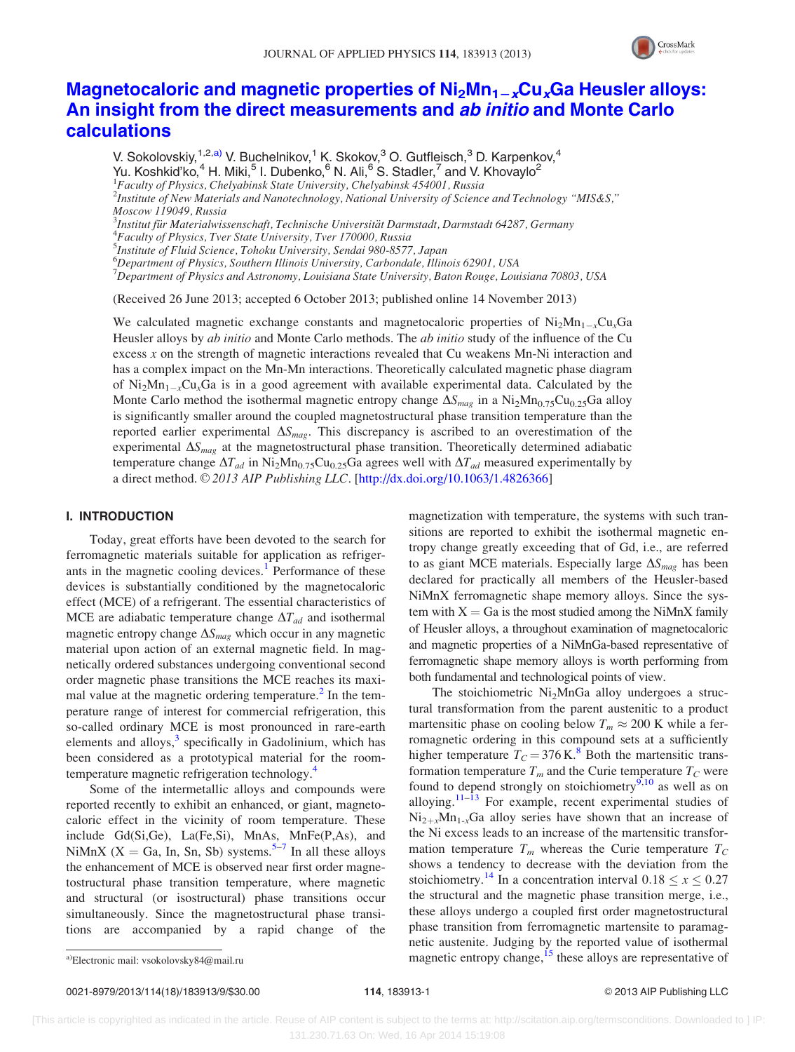# Magnetocaloric and magnetic properties of $Ni_2Mn_{1-x}Cu_xGa$ Heusler alloys: An insight from the direct measurements and *ab initio* and Monte Carlo calculations

V. Sokolovskiy,[1,2,a)] V. Buchelnikov,[1] K. Skokov,[3] O. Gutfleisch,[3] D. Karpenkov,[4] Yu. Koshkid'ko,[4] H. Miki,[5] I. Dubenko,[6] N. Ali,[6] S. Stadler,[7] and V. Khovaylo[2]

[1]Faculty of Physics, Chelyabinsk State University, Chelyabinsk 454001, Russia
[2]Institute of New Materials and Nanotechnology, National University of Science and Technology "MIS&S," Moscow 119049, Russia
[3]Institut für Materialwissenschaft, Technische Universität Darmstadt, Darmstadt 64287, Germany
[4]Faculty of Physics, Tver State University, Tver 170000, Russia
[5]Institute of Fluid Science, Tohoku University, Sendai 980-8577, Japan
[6]Department of Physics, Southern Illinois University, Carbondale, Illinois 62901, USA
[7]Department of Physics and Astronomy, Louisiana State University, Baton Rouge, Louisiana 70803, USA

(Received 26 June 2013; accepted 6 October 2013; published online 14 November 2013)

We calculated magnetic exchange constants and magnetocaloric properties of $Ni_2Mn_{1-x}Cu_xGa$ Heusler alloys by *ab initio* and Monte Carlo methods. The *ab initio* study of the influence of the Cu excess $x$ on the strength of magnetic interactions revealed that Cu weakens Mn-Ni interaction and has a complex impact on the Mn-Mn interactions. Theoretically calculated magnetic phase diagram of $Ni_2Mn_{1-x}Cu_xGa$ is in a good agreement with available experimental data. Calculated by the Monte Carlo method the isothermal magnetic entropy change $\Delta S_{mag}$ in a $Ni_2Mn_{0.75}Cu_{0.25}Ga$ alloy is significantly smaller around the coupled magnetostructural phase transition temperature than the reported earlier experimental $\Delta S_{mag}$. This discrepancy is ascribed to an overestimation of the experimental $\Delta S_{mag}$ at the magnetostructural phase transition. Theoretically determined adiabatic temperature change $\Delta T_{ad}$ in $Ni_2Mn_{0.75}Cu_{0.25}Ga$ agrees well with $\Delta T_{ad}$ measured experimentally by a direct method. © *2013 AIP Publishing LLC*. [http://dx.doi.org/10.1063/1.4826366]

## I. INTRODUCTION

Today, great efforts have been devoted to the search for ferromagnetic materials suitable for application as refrigerants in the magnetic cooling devices.[1] Performance of these devices is substantially conditioned by the magnetocaloric effect (MCE) of a refrigerant. The essential characteristics of MCE are adiabatic temperature change $\Delta T_{ad}$ and isothermal magnetic entropy change $\Delta S_{mag}$ which occur in any magnetic material upon action of an external magnetic field. In magnetically ordered substances undergoing conventional second order magnetic phase transitions the MCE reaches its maximal value at the magnetic ordering temperature.[2] In the temperature range of interest for commercial refrigeration, this so-called ordinary MCE is most pronounced in rare-earth elements and alloys,[3] specifically in Gadolinium, which has been considered as a prototypical material for the room-temperature magnetic refrigeration technology.[4]

Some of the intermetallic alloys and compounds were reported recently to exhibit an enhanced, or giant, magnetocaloric effect in the vicinity of room temperature. These include Gd(Si,Ge), La(Fe,Si), MnAs, MnFe(P,As), and NiMnX (X = Ga, In, Sn, Sb) systems.[5–7] In all these alloys the enhancement of MCE is observed near first order magnetostructural phase transition temperature, where magnetic and structural (or isostructural) phase transitions occur simultaneously. Since the magnetostructural phase transitions are accompanied by a rapid change of the magnetization with temperature, the systems with such transitions are reported to exhibit the isothermal magnetic entropy change greatly exceeding that of Gd, i.e., are referred to as giant MCE materials. Especially large $\Delta S_{mag}$ has been declared for practically all members of the Heusler-based NiMnX ferromagnetic shape memory alloys. Since the system with X = Ga is the most studied among the NiMnX family of Heusler alloys, a throughout examination of magnetocaloric and magnetic properties of a NiMnGa-based representative of ferromagnetic shape memory alloys is worth performing from both fundamental and technological points of view.

The stoichiometric $Ni_2MnGa$ alloy undergoes a structural transformation from the parent austenitic to a product martensitic phase on cooling below $T_m \approx 200$ K while a ferromagnetic ordering in this compound sets at a sufficiently higher temperature $T_C = 376$ K.[8] Both the martensitic transformation temperature $T_m$ and the Curie temperature $T_C$ were found to depend strongly on stoichiometry[9,10] as well as on alloying.[11–13] For example, recent experimental studies of $Ni_{2+x}Mn_{1-x}Ga$ alloy series have shown that an increase of the Ni excess leads to an increase of the martensitic transformation temperature $T_m$ whereas the Curie temperature $T_C$ shows a tendency to decrease with the deviation from the stoichiometry.[14] In a concentration interval $0.18 \leq x \leq 0.27$ the structural and the magnetic phase transition merge, i.e., these alloys undergo a coupled first order magnetostructural phase transition from ferromagnetic martensite to paramagnetic austenite. Judging by the reported value of isothermal magnetic entropy change,[15] these alloys are representative of

a)Electronic mail: vsokolovsky84@mail.ru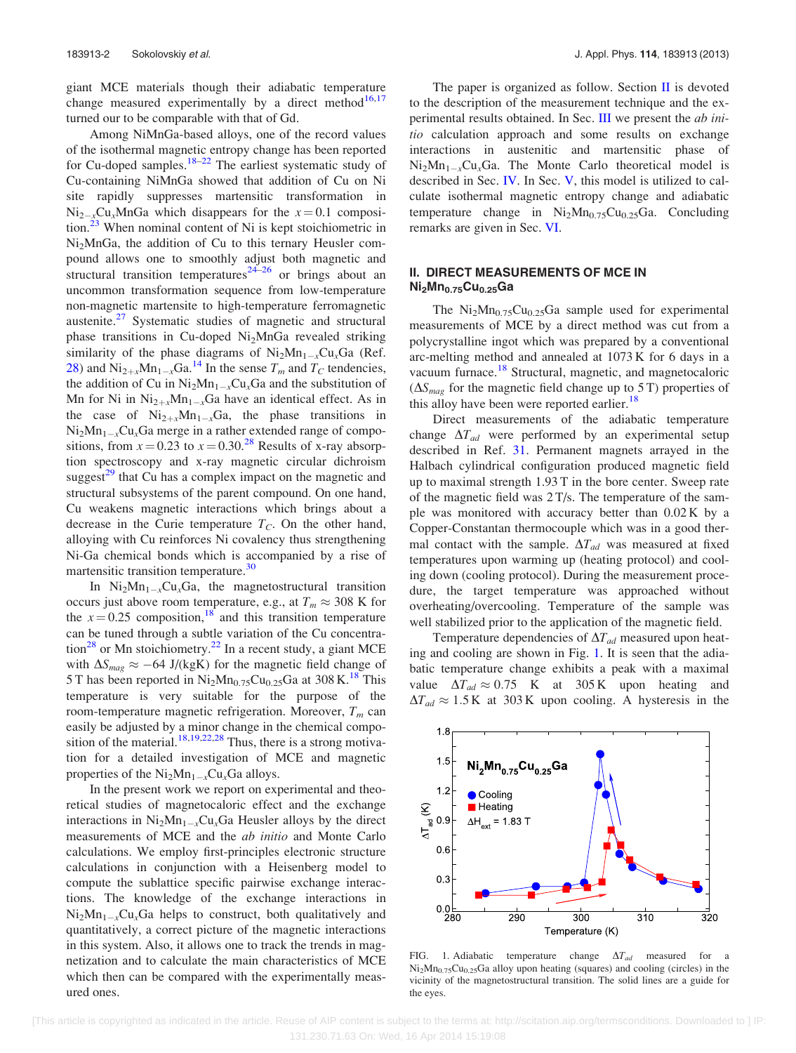giant MCE materials though their adiabatic temperature change measured experimentally by a direct method[16,17] turned our to be comparable with that of Gd.

Among NiMnGa-based alloys, one of the record values of the isothermal magnetic entropy change has been reported for Cu-doped samples.[18–22] The earliest systematic study of Cu-containing NiMnGa showed that addition of Cu on Ni site rapidly suppresses martensitic transformation in $Ni_{2-x}Cu_xMnGa$ which disappears for the $x = 0.1$ composition.[23] When nominal content of Ni is kept stoichiometric in $Ni_2MnGa$, the addition of Cu to this ternary Heusler compound allows one to smoothly adjust both magnetic and structural transition temperatures[24–26] or brings about an uncommon transformation sequence from low-temperature non-magnetic martensite to high-temperature ferromagnetic austenite.[27] Systematic studies of magnetic and structural phase transitions in Cu-doped $Ni_2MnGa$ revealed striking similarity of the phase diagrams of $Ni_2Mn_{1-x}Cu_xGa$ (Ref. 28) and $Ni_{2+x}Mn_{1-x}Ga$.[14] In the sense $T_m$ and $T_C$ tendencies, the addition of Cu in $Ni_2Mn_{1-x}Cu_xGa$ and the substitution of Mn for Ni in $Ni_{2+x}Mn_{1-x}Ga$ have an identical effect. As in the case of $Ni_{2+x}Mn_{1-x}Ga$, the phase transitions in $Ni_2Mn_{1-x}Cu_xGa$ merge in a rather extended range of compositions, from $x = 0.23$ to $x = 0.30$.[28] Results of x-ray absorption spectroscopy and x-ray magnetic circular dichroism suggest[29] that Cu has a complex impact on the magnetic and structural subsystems of the parent compound. On one hand, Cu weakens magnetic interactions which brings about a decrease in the Curie temperature $T_C$. On the other hand, alloying with Cu reinforces Ni covalency thus strengthening Ni-Ga chemical bonds which is accompanied by a rise of martensitic transition temperature.[30]

In $Ni_2Mn_{1-x}Cu_xGa$, the magnetostructural transition occurs just above room temperature, e.g., at $T_m \approx 308$ K for the $x = 0.25$ composition,[18] and this transition temperature can be tuned through a subtle variation of the Cu concentration[28] or Mn stoichiometry.[22] In a recent study, a giant MCE with $\Delta S_{mag} \approx -64$ J/(kgK) for the magnetic field change of 5 T has been reported in $Ni_2Mn_{0.75}Cu_{0.25}Ga$ at 308 K.[18] This temperature is very suitable for the purpose of the room-temperature magnetic refrigeration. Moreover, $T_m$ can easily be adjusted by a minor change in the chemical composition of the material.[18,19,22,28] Thus, there is a strong motivation for a detailed investigation of MCE and magnetic properties of the $Ni_2Mn_{1-x}Cu_xGa$ alloys.

In the present work we report on experimental and theoretical studies of magnetocaloric effect and the exchange interactions in $Ni_2Mn_{1-x}Cu_xGa$ Heusler alloys by the direct measurements of MCE and the *ab initio* and Monte Carlo calculations. We employ first-principles electronic structure calculations in conjunction with a Heisenberg model to compute the sublattice specific pairwise exchange interactions. The knowledge of the exchange interactions in $Ni_2Mn_{1-x}Cu_xGa$ helps to construct, both qualitatively and quantitatively, a correct picture of the magnetic interactions in this system. Also, it allows one to track the trends in magnetization and to calculate the main characteristics of MCE which then can be compared with the experimentally measured ones.

The paper is organized as follow. Section II is devoted to the description of the measurement technique and the experimental results obtained. In Sec. III we present the *ab initio* calculation approach and some results on exchange interactions in austenitic and martensitic phase of $Ni_2Mn_{1-x}Cu_xGa$. The Monte Carlo theoretical model is described in Sec. IV. In Sec. V, this model is utilized to calculate isothermal magnetic entropy change and adiabatic temperature change in $Ni_2Mn_{0.75}Cu_{0.25}Ga$. Concluding remarks are given in Sec. VI.

## II. DIRECT MEASUREMENTS OF MCE IN $Ni_2Mn_{0.75}Cu_{0.25}Ga$

The $Ni_2Mn_{0.75}Cu_{0.25}Ga$ sample used for experimental measurements of MCE by a direct method was cut from a polycrystalline ingot which was prepared by a conventional arc-melting method and annealed at 1073 K for 6 days in a vacuum furnace.[18] Structural, magnetic, and magnetocaloric ($\Delta S_{mag}$ for the magnetic field change up to 5 T) properties of this alloy have been were reported earlier.[18]

Direct measurements of the adiabatic temperature change $\Delta T_{ad}$ were performed by an experimental setup described in Ref. 31. Permanent magnets arrayed in the Halbach cylindrical configuration produced magnetic field up to maximal strength 1.93 T in the bore center. Sweep rate of the magnetic field was 2 T/s. The temperature of the sample was monitored with accuracy better than 0.02 K by a Copper-Constantan thermocouple which was in a good thermal contact with the sample. $\Delta T_{ad}$ was measured at fixed temperatures upon warming up (heating protocol) and cooling down (cooling protocol). During the measurement procedure, the target temperature was approached without overheating/overcooling. Temperature of the sample was well stabilized prior to the application of the magnetic field.

Temperature dependencies of $\Delta T_{ad}$ measured upon heating and cooling are shown in Fig. 1. It is seen that the adiabatic temperature change exhibits a peak with a maximal value $\Delta T_{ad} \approx 0.75$ K at 305 K upon heating and $\Delta T_{ad} \approx 1.5$ K at 303 K upon cooling. A hysteresis in the

FIG. 1. Adiabatic temperature change $\Delta T_{ad}$ measured for a $Ni_2Mn_{0.75}Cu_{0.25}Ga$ alloy upon heating (squares) and cooling (circles) in the vicinity of the magnetostructural transition. The solid lines are a guide for the eyes.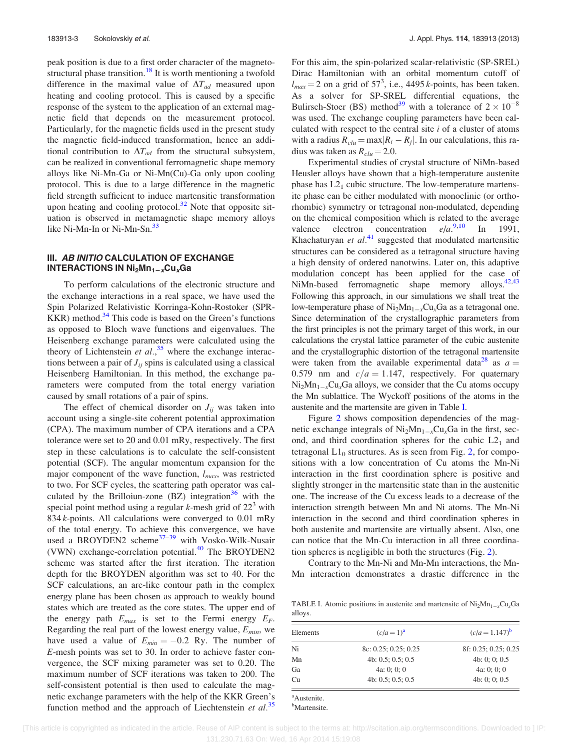peak position is due to a first order character of the magneto-structural phase transition.[18] It is worth mentioning a twofold difference in the maximal value of $\Delta T_{ad}$ measured upon heating and cooling protocol. This is caused by a specific response of the system to the application of an external magnetic field that depends on the measurement protocol. Particularly, for the magnetic fields used in the present study the magnetic field-induced transformation, hence an additional contribution to $\Delta T_{ad}$ from the structural subsystem, can be realized in conventional ferromagnetic shape memory alloys like Ni-Mn-Ga or Ni-Mn(Cu)-Ga only upon cooling protocol. This is due to a large difference in the magnetic field strength sufficient to induce martensitic transformation upon heating and cooling protocol.[32] Note that opposite situation is observed in metamagnetic shape memory alloys like Ni-Mn-In or Ni-Mn-Sn.[33]

## III. *AB INITIO* CALCULATION OF EXCHANGE INTERACTIONS IN $Ni_2Mn_{1-x}Cu_xGa$

To perform calculations of the electronic structure and the exchange interactions in a real space, we have used the Spin Polarized Relativistic Korringa-Kohn-Rostoker (SPR-KKR) method.[34] This code is based on the Green's functions as opposed to Bloch wave functions and eigenvalues. The Heisenberg exchange parameters were calculated using the theory of Lichtenstein *et al.*,[35] where the exchange interactions between a pair of $J_{ij}$ spins is calculated using a classical Heisenberg Hamiltonian. In this method, the exchange parameters were computed from the total energy variation caused by small rotations of a pair of spins.

The effect of chemical disorder on $J_{ij}$ was taken into account using a single-site coherent potential approximation (CPA). The maximum number of CPA iterations and a CPA tolerance were set to 20 and 0.01 mRy, respectively. The first step in these calculations is to calculate the self-consistent potential (SCF). The angular momentum expansion for the major component of the wave function, $l_{max}$, was restricted to two. For SCF cycles, the scattering path operator was calculated by the Brilloiun-zone (BZ) integration[36] with the special point method using a regular $k$-mesh grid of $22^3$ with 834 $k$-points. All calculations were converged to 0.01 mRy of the total energy. To achieve this convergence, we have used a BROYDEN2 scheme[37–39] with Vosko-Wilk-Nusair (VWN) exchange-correlation potential.[40] The BROYDEN2 scheme was started after the first iteration. The iteration depth for the BROYDEN algorithm was set to 40. For the SCF calculations, an arc-like contour path in the complex energy plane has been chosen as approach to weakly bound states which are treated as the core states. The upper end of the energy path $E_{max}$ is set to the Fermi energy $E_F$. Regarding the real part of the lowest energy value, $E_{min}$, we have used a value of $E_{min} = -0.2$ Ry. The number of $E$-mesh points was set to 30. In order to achieve faster convergence, the SCF mixing parameter was set to 0.20. The maximum number of SCF iterations was taken to 200. The self-consistent potential is then used to calculate the magnetic exchange parameters with the help of the KKR Green's function method and the approach of Liechtenstein *et al.*[35] For this aim, the spin-polarized scalar-relativistic (SP-SREL) Dirac Hamiltonian with an orbital momentum cutoff of $l_{max} = 2$ on a grid of $57^3$, i.e., 4495 $k$-points, has been taken. As a solver for SP-SREL differential equations, the Bulirsch-Stoer (BS) method[39] with a tolerance of $2 \times 10^{-8}$ was used. The exchange coupling parameters have been calculated with respect to the central site $i$ of a cluster of atoms with a radius $R_{clu} = \max|R_i - R_j|$. In our calculations, this radius was taken as $R_{clu} = 2.0$.

Experimental studies of crystal structure of NiMn-based Heusler alloys have shown that a high-temperature austenite phase has $L2_1$ cubic structure. The low-temperature martensite phase can be either modulated with monoclinic (or orthorhombic) symmetry or tetragonal non-modulated, depending on the chemical composition which is related to the average valence electron concentration $e/a$.[9,10] In 1991, Khachaturyan *et al.*[41] suggested that modulated martensitic structures can be considered as a tetragonal structure having a high density of ordered nanotwins. Later on, this adaptive modulation concept has been applied for the case of NiMn-based ferromagnetic shape memory alloys.[42,43] Following this approach, in our simulations we shall treat the low-temperature phase of $Ni_2Mn_{1-x}Cu_xGa$ as a tetragonal one. Since determination of the crystallographic parameters from the first principles is not the primary target of this work, in our calculations the crystal lattice parameter of the cubic austenite and the crystallographic distortion of the tetragonal martensite were taken from the available experimental data[28] as $a = 0.579$ nm and $c/a = 1.147$, respectively. For quaternary $Ni_2Mn_{1-x}Cu_xGa$ alloys, we consider that the Cu atoms occupy the Mn sublattice. The Wyckoff positions of the atoms in the austenite and the martensite are given in Table I.

Figure 2 shows composition dependencies of the magnetic exchange integrals of $Ni_2Mn_{1-x}Cu_xGa$ in the first, second, and third coordination spheres for the cubic $L2_1$ and tetragonal $L1_0$ structures. As is seen from Fig. 2, for compositions with a low concentration of Cu atoms the Mn-Ni interaction in the first coordination sphere is positive and slightly stronger in the martensitic state than in the austenitic one. The increase of the Cu excess leads to a decrease of the interaction strength between Mn and Ni atoms. The Mn-Ni interaction in the second and third coordination spheres in both austenite and martensite are virtually absent. Also, one can notice that the Mn-Cu interaction in all three coordination spheres is negligible in both the structures (Fig. 2).

Contrary to the Mn-Ni and Mn-Mn interactions, the Mn-Mn interaction demonstrates a drastic difference in the

TABLE I. Atomic positions in austenite and martensite of $Ni_2Mn_{1-x}Cu_xGa$ alloys.

| Elements | $(c/a = 1)$[a] | $(c/a = 1.147)$[b] |
|---|---|---|
| Ni | 8c: 0.25; 0.25; 0.25 | 8f: 0.25; 0.25; 0.25 |
| Mn | 4b: 0.5; 0.5; 0.5 | 4b: 0; 0; 0.5 |
| Ga | 4a: 0; 0; 0 | 4a: 0; 0; 0 |
| Cu | 4b: 0.5; 0.5; 0.5 | 4b: 0; 0; 0.5 |

[a]Austenite.
[b]Martensite.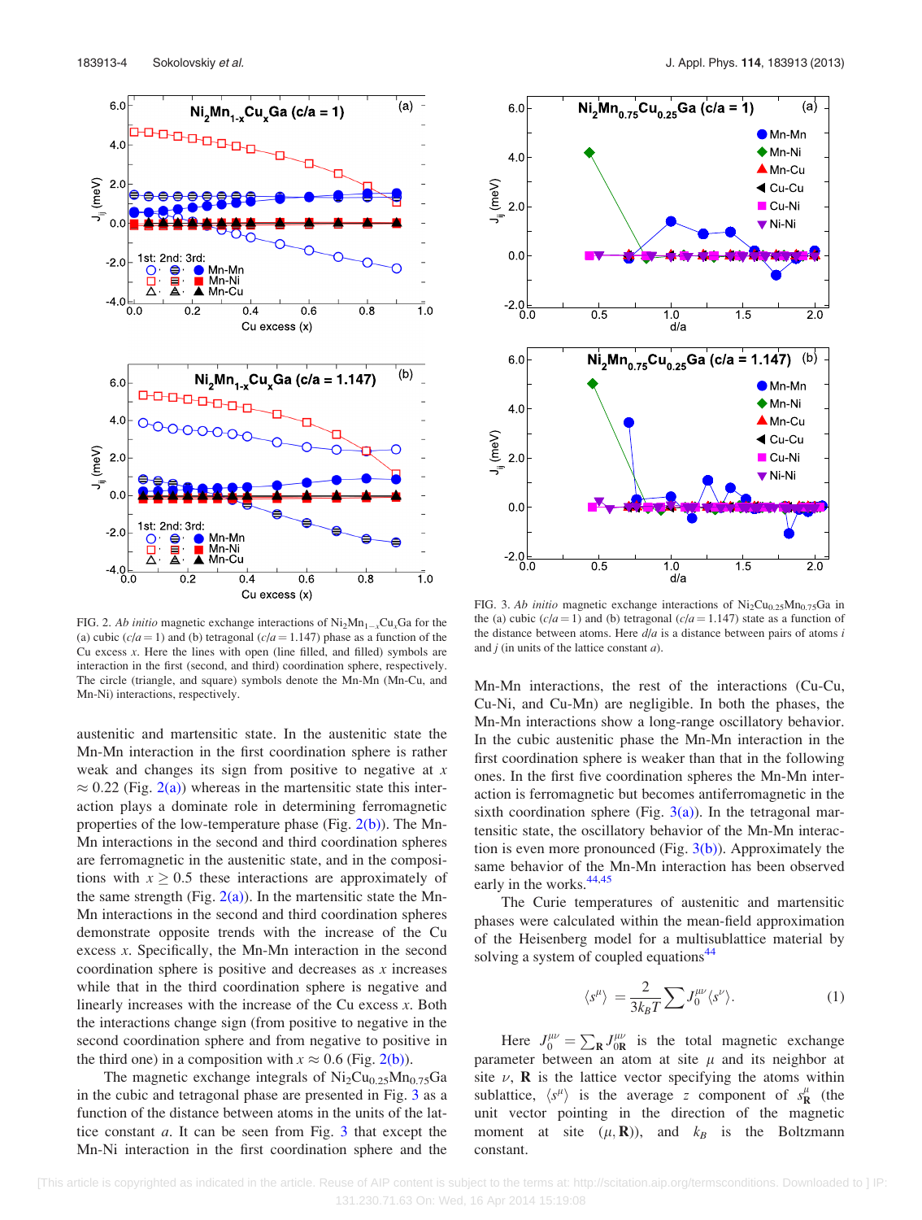FIG. 2. *Ab initio* magnetic exchange interactions of $Ni_2Mn_{1-x}Cu_xGa$ for the (a) cubic ($c/a = 1$) and (b) tetragonal ($c/a = 1.147$) phase as a function of the Cu excess $x$. Here the lines with open (line filled, and filled) symbols are interaction in the first (second, and third) coordination sphere, respectively. The circle (triangle, and square) symbols denote the Mn-Mn (Mn-Cu, and Mn-Ni) interactions, respectively.

austenitic and martensitic state. In the austenitic state the Mn-Mn interaction in the first coordination sphere is rather weak and changes its sign from positive to negative at $x \approx 0.22$ (Fig. 2(a)) whereas in the martensitic state this interaction plays a dominate role in determining ferromagnetic properties of the low-temperature phase (Fig. 2(b)). The Mn-Mn interactions in the second and third coordination spheres are ferromagnetic in the austenitic state, and in the compositions with $x \geq 0.5$ these interactions are approximately of the same strength (Fig. 2(a)). In the martensitic state the Mn-Mn interactions in the second and third coordination spheres demonstrate opposite trends with the increase of the Cu excess $x$. Specifically, the Mn-Mn interaction in the second coordination sphere is positive and decreases as $x$ increases while that in the third coordination sphere is negative and linearly increases with the increase of the Cu excess $x$. Both the interactions change sign (from positive to negative in the second coordination sphere and from negative to positive in the third one) in a composition with $x \approx 0.6$ (Fig. 2(b)).

The magnetic exchange integrals of $Ni_2Cu_{0.25}Mn_{0.75}Ga$ in the cubic and tetragonal phase are presented in Fig. 3 as a function of the distance between atoms in the units of the lattice constant $a$. It can be seen from Fig. 3 that except the Mn-Ni interaction in the first coordination sphere and the

FIG. 3. *Ab initio* magnetic exchange interactions of $Ni_2Cu_{0.25}Mn_{0.75}Ga$ in the (a) cubic ($c/a = 1$) and (b) tetragonal ($c/a = 1.147$) state as a function of the distance between atoms. Here $d/a$ is a distance between pairs of atoms $i$ and $j$ (in units of the lattice constant $a$).

Mn-Mn interactions, the rest of the interactions (Cu-Cu, Cu-Ni, and Cu-Mn) are negligible. In both the phases, the Mn-Mn interactions show a long-range oscillatory behavior. In the cubic austenitic phase the Mn-Mn interaction in the first coordination sphere is weaker than that in the following ones. In the first five coordination spheres the Mn-Mn interaction is ferromagnetic but becomes antiferromagnetic in the sixth coordination sphere (Fig. 3(a)). In the tetragonal martensitic state, the oscillatory behavior of the Mn-Mn interaction is even more pronounced (Fig. 3(b)). Approximately the same behavior of the Mn-Mn interaction has been observed early in the works.[44,45]

The Curie temperatures of austenitic and martensitic phases were calculated within the mean-field approximation of the Heisenberg model for a multisublattice material by solving a system of coupled equations[44]

$$\langle s^{\mu} \rangle = \frac{2}{3k_BT} \sum J_0^{\mu\nu} \langle s^{\nu} \rangle. \tag{1}$$

Here $J_0^{\mu\nu} = \sum_{\mathbf{R}} J_{0\mathbf{R}}^{\mu\nu}$ is the total magnetic exchange parameter between an atom at site $\mu$ and its neighbor at site $\nu$, $\mathbf{R}$ is the lattice vector specifying the atoms within sublattice, $\langle s^{\mu} \rangle$ is the average $z$ component of $s_{\mathbf{R}}^{\mu}$ (the unit vector pointing in the direction of the magnetic moment at site $(\mu, \mathbf{R})$), and $k_B$ is the Boltzmann constant.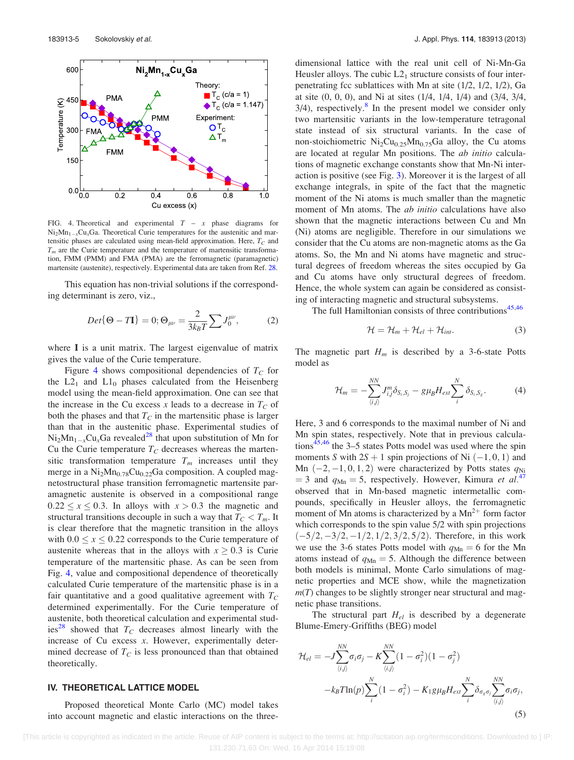FIG. 4. Theoretical and experimental $T - x$ phase diagrams for $Ni_2Mn_{1-x}Cu_xGa$. Theoretical Curie temperatures for the austenitic and martensitic phases are calculated using mean-field approximation. Here, $T_C$ and $T_m$ are the Curie temperature and the temperature of martensitic transformation, FMM (PMM) and FMA (PMA) are the ferromagnetic (paramagnetic) martensite (austenite), respectively. Experimental data are taken from Ref. 28.

This equation has non-trivial solutions if the corresponding determinant is zero, viz.,

$$Det\{\Theta - T\mathbf{I}\} = 0; \Theta_{\mu\nu} = \frac{2}{3k_BT}\sum J_0^{\mu\nu}, \tag{2}$$

where $\mathbf{I}$ is a unit matrix. The largest eigenvalue of matrix gives the value of the Curie temperature.

Figure 4 shows compositional dependencies of $T_C$ for the $L2_1$ and $L1_0$ phases calculated from the Heisenberg model using the mean-field approximation. One can see that the increase in the Cu excess $x$ leads to a decrease in $T_C$ of both the phases and that $T_C$ in the martensitic phase is larger than that in the austenitic phase. Experimental studies of $Ni_2Mn_{1-x}Cu_xGa$ revealed[28] that upon substitution of Mn for Cu the Curie temperature $T_C$ decreases whereas the martensitic transformation temperature $T_m$ increases until they merge in a $Ni_2Mn_{0.78}Cu_{0.22}Ga$ composition. A coupled magnetostructural phase transition ferromagnetic martensite paramagnetic austenite is observed in a compositional range $0.22 \leq x \leq 0.3$. In alloys with $x > 0.3$ the magnetic and structural transitions decouple in such a way that $T_C < T_m$. It is clear therefore that the magnetic transition in the alloys with $0.0 \leq x \leq 0.22$ corresponds to the Curie temperature of austenite whereas that in the alloys with $x \geq 0.3$ is Curie temperature of the martensitic phase. As can be seen from Fig. 4, value and compositional dependence of theoretically calculated Curie temperature of the martensitic phase is in a fair quantitative and a good qualitative agreement with $T_C$ determined experimentally. For the Curie temperature of austenite, both theoretical calculation and experimental studies[28] showed that $T_C$ decreases almost linearly with the increase of Cu excess $x$. However, experimentally determined decrease of $T_C$ is less pronounced than that obtained theoretically.

## IV. THEORETICAL LATTICE MODEL

Proposed theoretical Monte Carlo (MC) model takes into account magnetic and elastic interactions on the three-dimensional lattice with the real unit cell of Ni-Mn-Ga Heusler alloys. The cubic $L2_1$ structure consists of four interpenetrating fcc sublattices with Mn at site (1/2, 1/2, 1/2), Ga at site (0, 0, 0), and Ni at sites (1/4, 1/4, 1/4) and (3/4, 3/4, 3/4), respectively.[8] In the present model we consider only two martensitic variants in the low-temperature tetragonal state instead of six structural variants. In the case of non-stoichiometric $Ni_2Cu_{0.25}Mn_{0.75}Ga$ alloy, the Cu atoms are located at regular Mn positions. The *ab initio* calculations of magnetic exchange constants show that Mn-Ni interaction is positive (see Fig. 3). Moreover it is the largest of all exchange integrals, in spite of the fact that the magnetic moment of the Ni atoms is much smaller than the magnetic moment of Mn atoms. The *ab initio* calculations have also shown that the magnetic interactions between Cu and Mn (Ni) atoms are negligible. Therefore in our simulations we consider that the Cu atoms are non-magnetic atoms as the Ga atoms. So, the Mn and Ni atoms have magnetic and structural degrees of freedom whereas the sites occupied by Ga and Cu atoms have only structural degrees of freedom. Hence, the whole system can again be considered as consisting of interacting magnetic and structural subsystems.

The full Hamiltonian consists of three contributions[45,46]

$$\mathcal{H} = \mathcal{H}_m + \mathcal{H}_{el} + \mathcal{H}_{int}. \tag{3}$$

The magnetic part $H_m$ is described by a 3-6-state Potts model as

$$\mathcal{H}_m = -\sum_{\langle i,j \rangle}^{NN} J_{i,j}^m \delta_{S_i,S_j} - g\mu_B H_{ext} \sum_i^N \delta_{S_i,S_g}. \tag{4}$$

Here, 3 and 6 corresponds to the maximal number of Ni and Mn spin states, respectively. Note that in previous calculations[45,46] the 3–5 states Potts model was used where the spin moments $S$ with $2S+1$ spin projections of Ni $(-1, 0, 1)$ and Mn $(-2, -1, 0, 1, 2)$ were characterized by Potts states $q_{Ni} = 3$ and $q_{Mn} = 5$, respectively. However, Kimura *et al.*[47] observed that in Mn-based magnetic intermetallic compounds, specifically in Heusler alloys, the ferromagnetic moment of Mn atoms is characterized by a $Mn^{2+}$ form factor which corresponds to the spin value 5/2 with spin projections $(-5/2, -3/2, -1/2, 1/2, 3/2, 5/2)$. Therefore, in this work we use the 3-6 states Potts model with $q_{Mn} = 6$ for the Mn atoms instead of $q_{Mn} = 5$. Although the difference between both models is minimal, Monte Carlo simulations of magnetic properties and MCE show, while the magnetization $m(T)$ changes to be slightly stronger near structural and magnetic phase transitions.

The structural part $H_{el}$ is described by a degenerate Blume-Emery-Griffiths (BEG) model

$$\mathcal{H}_{el} = -J\sum_{\langle i,j \rangle}^{NN} \sigma_i\sigma_j - K\sum_{\langle i,j \rangle}^{NN} (1-\sigma_i^2)(1-\sigma_j^2) - k_BT\ln(p)\sum_i^N (1-\sigma_i^2) - K_1 g\mu_B H_{ext}\sum_i^N \delta_{\sigma_g\sigma_j}\sum_{\langle i,j \rangle}^{NN}\sigma_i\sigma_j, \tag{5}$$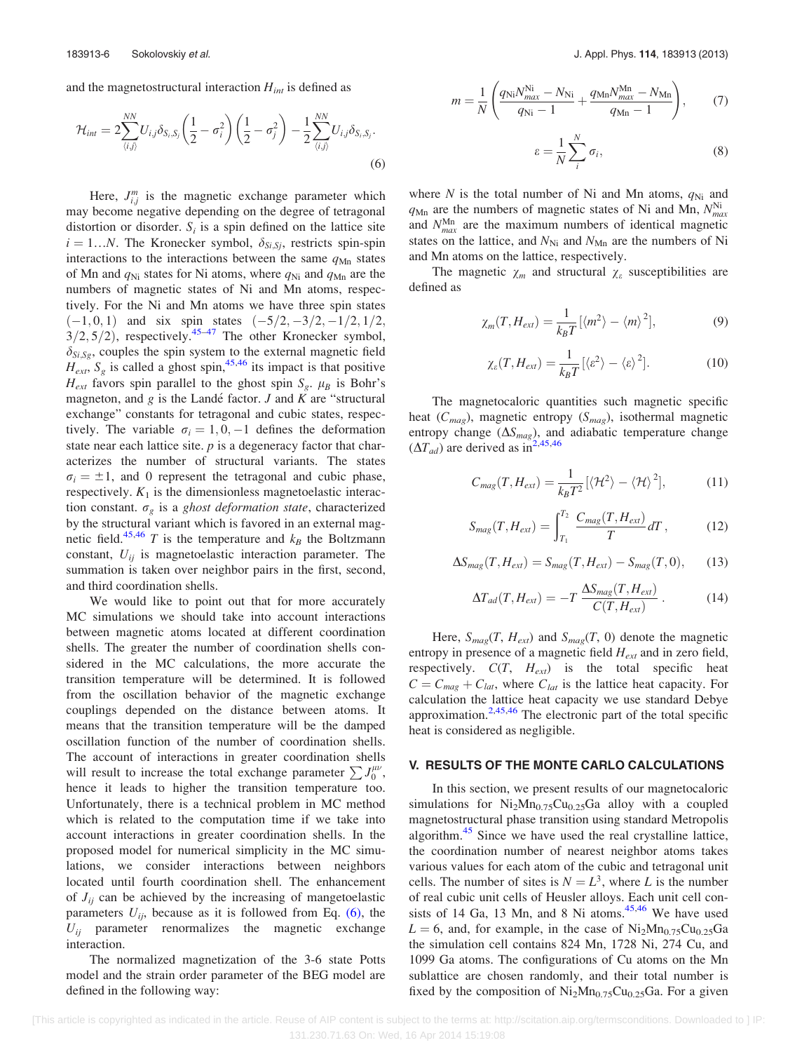and the magnetostructural interaction $H_{int}$ is defined as

$$\mathcal{H}_{int} = 2\sum_{\langle i,j \rangle}^{NN} U_{i,j}\delta_{S_i,S_j}\left(\frac{1}{2} - \sigma_i^2\right)\left(\frac{1}{2} - \sigma_j^2\right) - \frac{1}{2}\sum_{\langle i,j \rangle}^{NN} U_{i,j}\delta_{S_i,S_j}. \tag{6}$$

Here, $J_{i,j}^m$ is the magnetic exchange parameter which may become negative depending on the degree of tetragonal distortion or disorder. $S_i$ is a spin defined on the lattice site $i = 1...N$. The Kronecker symbol, $\delta_{Si,Sj}$, restricts spin-spin interactions to the interactions between the same $q_{\rm Mn}$ states of Mn and $q_{\rm Ni}$ states for Ni atoms, where $q_{\rm Ni}$ and $q_{\rm Mn}$ are the numbers of magnetic states of Ni and Mn atoms, respectively. For the Ni and Mn atoms we have three spin states $(-1, 0, 1)$ and six spin states $(-5/2, -3/2, -1/2, 1/2, 3/2, 5/2)$, respectively.[45–47] The other Kronecker symbol, $\delta_{Si,Sg}$, couples the spin system to the external magnetic field $H_{ext}$. $S_g$ is called a ghost spin,[45,46] its impact is that positive $H_{ext}$ favors spin parallel to the ghost spin $S_g$. $\mu_B$ is Bohr's magneton, and $g$ is the Landé factor. $J$ and $K$ are "structural exchange" constants for tetragonal and cubic states, respectively. The variable $\sigma_i = 1, 0, -1$ defines the deformation state near each lattice site. $p$ is a degeneracy factor that characterizes the number of structural variants. The states $\sigma_i = \pm 1$, and 0 represent the tetragonal and cubic phase, respectively. $K_1$ is the dimensionless magnetoelastic interaction constant. $\sigma_g$ is a *ghost deformation state*, characterized by the structural variant which is favored in an external magnetic field.[45,46] $T$ is the temperature and $k_B$ the Boltzmann constant, $U_{ij}$ is magnetoelastic interaction parameter. The summation is taken over neighbor pairs in the first, second, and third coordination shells.

We would like to point out that for more accurately MC simulations we should take into account interactions between magnetic atoms located at different coordination shells. The greater the number of coordination shells considered in the MC calculations, the more accurate the transition temperature will be determined. It is followed from the oscillation behavior of the magnetic exchange couplings depended on the distance between atoms. It means that the transition temperature will be the damped oscillation function of the number of coordination shells. The account of interactions in greater coordination shells will result to increase the total exchange parameter $\sum J_0^{\mu\nu}$, hence it leads to higher the transition temperature too. Unfortunately, there is a technical problem in MC method which is related to the computation time if we take into account interactions in greater coordination shells. In the proposed model for numerical simplicity in the MC simulations, we consider interactions between neighbors located until fourth coordination shell. The enhancement of $J_{ij}$ can be achieved by the increasing of mangetoelastic parameters $U_{ij}$, because as it is followed from Eq. (6), the $U_{ij}$ parameter renormalizes the magnetic exchange interaction.

The normalized magnetization of the 3-6 state Potts model and the strain order parameter of the BEG model are defined in the following way:

$$m = \frac{1}{N}\left(\frac{q_{\rm Ni}N_{max}^{\rm Ni} - N_{\rm Ni}}{q_{\rm Ni} - 1} + \frac{q_{\rm Mn}N_{max}^{\rm Mn} - N_{\rm Mn}}{q_{\rm Mn} - 1}\right), \tag{7}$$

$$\varepsilon = \frac{1}{N}\sum_i^N \sigma_i, \tag{8}$$

where $N$ is the total number of Ni and Mn atoms, $q_{\rm Ni}$ and $q_{\rm Mn}$ are the numbers of magnetic states of Ni and Mn, $N_{max}^{\rm Ni}$ and $N_{max}^{\rm Mn}$ are the maximum numbers of identical magnetic states on the lattice, and $N_{\rm Ni}$ and $N_{\rm Mn}$ are the numbers of Ni and Mn atoms on the lattice, respectively.

The magnetic $\chi_m$ and structural $\chi_\varepsilon$ susceptibilities are defined as

$$\chi_m(T, H_{ext}) = \frac{1}{k_B T}\left[\langle m^2\rangle - \langle m\rangle^2\right], \tag{9}$$

$$\chi_\varepsilon(T, H_{ext}) = \frac{1}{k_B T}\left[\langle \varepsilon^2\rangle - \langle \varepsilon\rangle^2\right]. \tag{10}$$

The magnetocaloric quantities such magnetic specific heat ($C_{mag}$), magnetic entropy ($S_{mag}$), isothermal magnetic entropy change ($\Delta S_{mag}$), and adiabatic temperature change ($\Delta T_{ad}$) are derived as in[2,45,46]

$$C_{mag}(T, H_{ext}) = \frac{1}{k_B T^2}\left[\langle \mathcal{H}^2\rangle - \langle \mathcal{H}\rangle^2\right], \tag{11}$$

$$S_{mag}(T, H_{ext}) = \int_{T_1}^{T_2} \frac{C_{mag}(T, H_{ext})}{T} dT\,, \tag{12}$$

$$\Delta S_{mag}(T, H_{ext}) = S_{mag}(T, H_{ext}) - S_{mag}(T, 0), \tag{13}$$

$$\Delta T_{ad}(T, H_{ext}) = -T\,\frac{\Delta S_{mag}(T, H_{ext})}{C(T, H_{ext})}\,. \tag{14}$$

Here, $S_{mag}(T, H_{ext})$ and $S_{mag}(T, 0)$ denote the magnetic entropy in presence of a magnetic field $H_{ext}$ and in zero field, respectively. $C(T, H_{ext})$ is the total specific heat $C = C_{mag} + C_{lat}$, where $C_{lat}$ is the lattice heat capacity. For calculation the lattice heat capacity we use standard Debye approximation.[2,45,46] The electronic part of the total specific heat is considered as negligible.

## V. RESULTS OF THE MONTE CARLO CALCULATIONS

In this section, we present results of our magnetocaloric simulations for $Ni_2Mn_{0.75}Cu_{0.25}Ga$ alloy with a coupled magnetostructural phase transition using standard Metropolis algorithm.[45] Since we have used the real crystalline lattice, the coordination number of nearest neighbor atoms takes various values for each atom of the cubic and tetragonal unit cells. The number of sites is $N = L^3$, where $L$ is the number of real cubic unit cells of Heusler alloys. Each unit cell consists of 14 Ga, 13 Mn, and 8 Ni atoms.[45,46] We have used $L = 6$, and, for example, in the case of $Ni_2Mn_{0.75}Cu_{0.25}Ga$ the simulation cell contains 824 Mn, 1728 Ni, 274 Cu, and 1099 Ga atoms. The configurations of Cu atoms on the Mn sublattice are chosen randomly, and their total number is fixed by the composition of $Ni_2Mn_{0.75}Cu_{0.25}Ga$. For a given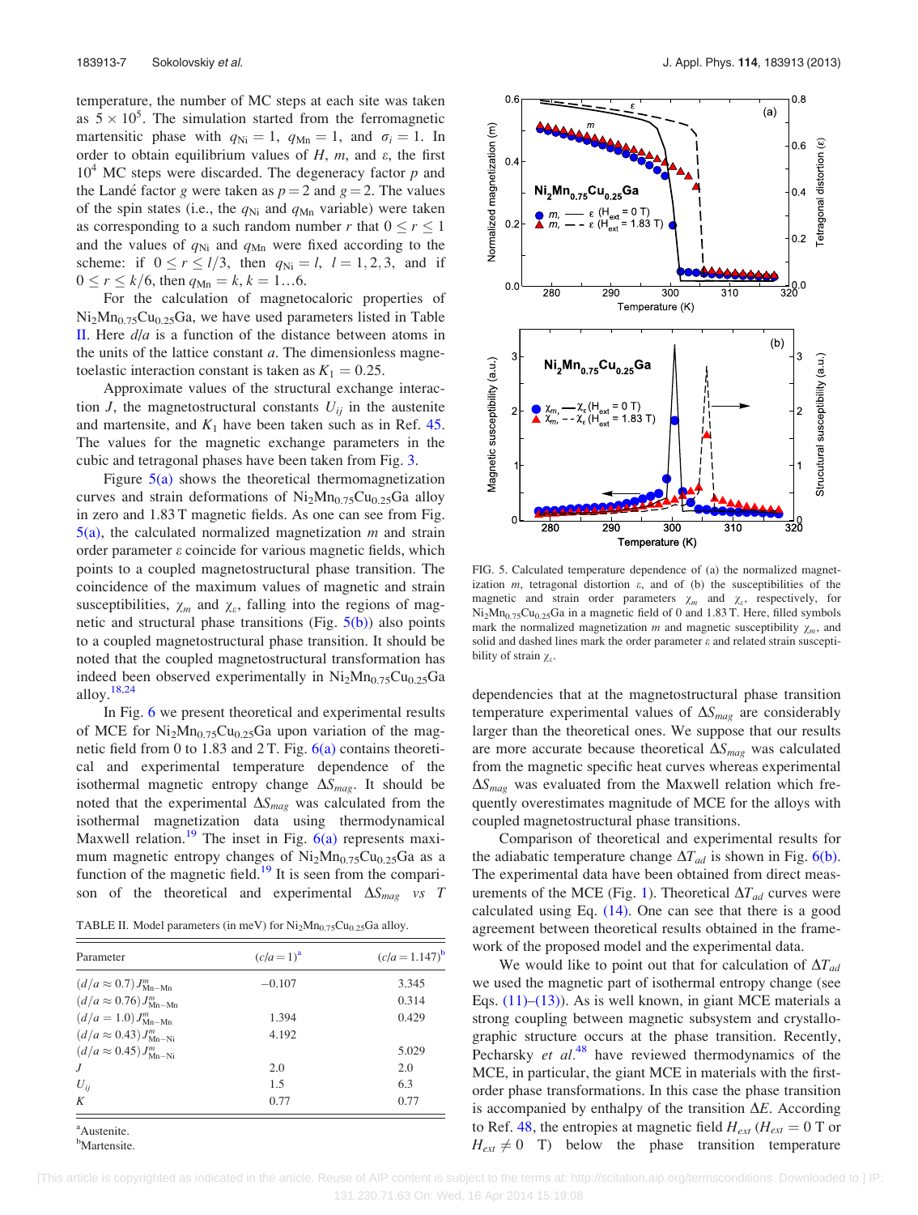temperature, the number of MC steps at each site was taken as $5 \times 10^5$. The simulation started from the ferromagnetic martensitic phase with $q_{Ni} = 1$, $q_{Mn} = 1$, and $\sigma_i = 1$. In order to obtain equilibrium values of $H$, $m$, and $\varepsilon$, the first $10^4$ MC steps were discarded. The degeneracy factor $p$ and the Landé factor $g$ were taken as $p = 2$ and $g = 2$. The values of the spin states (i.e., the $q_{Ni}$ and $q_{Mn}$ variable) were taken as corresponding to a such random number $r$ that $0 \le r \le 1$ and the values of $q_{Ni}$ and $q_{Mn}$ were fixed according to the scheme: if $0 \le r \le l/3$, then $q_{Ni} = l$, $l = 1, 2, 3$, and if $0 \le r \le k/6$, then $q_{Mn} = k$, $k = 1 \ldots 6$.

For the calculation of magnetocaloric properties of $Ni_2Mn_{0.75}Cu_{0.25}Ga$, we have used parameters listed in Table II. Here $d/a$ is a function of the distance between atoms in the units of the lattice constant $a$. The dimensionless magnetoelastic interaction constant is taken as $K_1 = 0.25$.

Approximate values of the structural exchange interaction $J$, the magnetostructural constants $U_{ij}$ in the austenite and martensite, and $K_1$ have been taken such as in Ref. 45. The values for the magnetic exchange parameters in the cubic and tetragonal phases have been taken from Fig. 3.

Figure 5(a) shows the theoretical thermomagnetization curves and strain deformations of $Ni_2Mn_{0.75}Cu_{0.25}Ga$ alloy in zero and 1.83 T magnetic fields. As one can see from Fig. 5(a), the calculated normalized magnetization $m$ and strain order parameter $\varepsilon$ coincide for various magnetic fields, which points to a coupled magnetostructural phase transition. The coincidence of the maximum values of magnetic and strain susceptibilities, $\chi_m$ and $\chi_\varepsilon$, falling into the regions of magnetic and structural phase transitions (Fig. 5(b)) also points to a coupled magnetostructural phase transition. It should be noted that the coupled magnetostructural transformation has indeed been observed experimentally in $Ni_2Mn_{0.75}Cu_{0.25}Ga$ alloy.[18,24]

In Fig. 6 we present theoretical and experimental results of MCE for $Ni_2Mn_{0.75}Cu_{0.25}Ga$ upon variation of the magnetic field from 0 to 1.83 and 2 T. Fig. 6(a) contains theoretical and experimental temperature dependence of the isothermal magnetic entropy change $\Delta S_{mag}$. It should be noted that the experimental $\Delta S_{mag}$ was calculated from the isothermal magnetization data using thermodynamical Maxwell relation.[19] The inset in Fig. 6(a) represents maximum magnetic entropy changes of $Ni_2Mn_{0.75}Cu_{0.25}Ga$ as a function of the magnetic field.[19] It is seen from the comparison of the theoretical and experimental $\Delta S_{mag}$ *vs* $T$ dependencies that at the magnetostructural phase transition temperature experimental values of $\Delta S_{mag}$ are considerably larger than the theoretical ones. We suppose that our results are more accurate because theoretical $\Delta S_{mag}$ was calculated from the magnetic specific heat curves whereas experimental $\Delta S_{mag}$ was evaluated from the Maxwell relation which frequently overestimates magnitude of MCE for the alloys with coupled magnetostructural phase transitions.

TABLE II. Model parameters (in meV) for $Ni_2Mn_{0.75}Cu_{0.25}Ga$ alloy.

| Parameter | $(c/a = 1)$[a] | $(c/a = 1.147)$[b] |
|---|---|---|
| $(d/a \approx 0.7)\, J^m_{Mn-Mn}$ | $-0.107$ | 3.345 |
| $(d/a \approx 0.76)\, J^m_{Mn-Mn}$ | | 0.314 |
| $(d/a = 1.0)\, J^m_{Mn-Mn}$ | 1.394 | 0.429 |
| $(d/a \approx 0.43)\, J^m_{Mn-Ni}$ | 4.192 | |
| $(d/a \approx 0.45)\, J^m_{Mn-Ni}$ | | 5.029 |
| $J$ | 2.0 | 2.0 |
| $U_{ij}$ | 1.5 | 6.3 |
| $K$ | 0.77 | 0.77 |

[a]Austenite.
[b]Martensite.

FIG. 5. Calculated temperature dependence of (a) the normalized magnetization $m$, tetragonal distortion $\varepsilon$, and of (b) the susceptibilities of the magnetic and strain order parameters $\chi_m$ and $\chi_\varepsilon$, respectively, for $Ni_2Mn_{0.75}Cu_{0.25}Ga$ in a magnetic field of 0 and 1.83 T. Here, filled symbols mark the normalized magnetization $m$ and magnetic susceptibility $\chi_m$, and solid and dashed lines mark the order parameter $\varepsilon$ and related strain susceptibility of strain $\chi_\varepsilon$.

Comparison of theoretical and experimental results for the adiabatic temperature change $\Delta T_{ad}$ is shown in Fig. 6(b). The experimental data have been obtained from direct measurements of the MCE (Fig. 1). Theoretical $\Delta T_{ad}$ curves were calculated using Eq. (14). One can see that there is a good agreement between theoretical results obtained in the framework of the proposed model and the experimental data.

We would like to point out that for calculation of $\Delta T_{ad}$ we used the magnetic part of isothermal entropy change (see Eqs. (11)–(13)). As is well known, in giant MCE materials a strong coupling between magnetic subsystem and crystallographic structure occurs at the phase transition. Recently, Pecharsky *et al.*[48] have reviewed thermodynamics of the MCE, in particular, the giant MCE in materials with the first-order phase transformations. In this case the phase transition is accompanied by enthalpy of the transition $\Delta E$. According to Ref. 48, the entropies at magnetic field $H_{ext}$ ($H_{ext} = 0$ T or $H_{ext} \neq 0$ T) below the phase transition temperature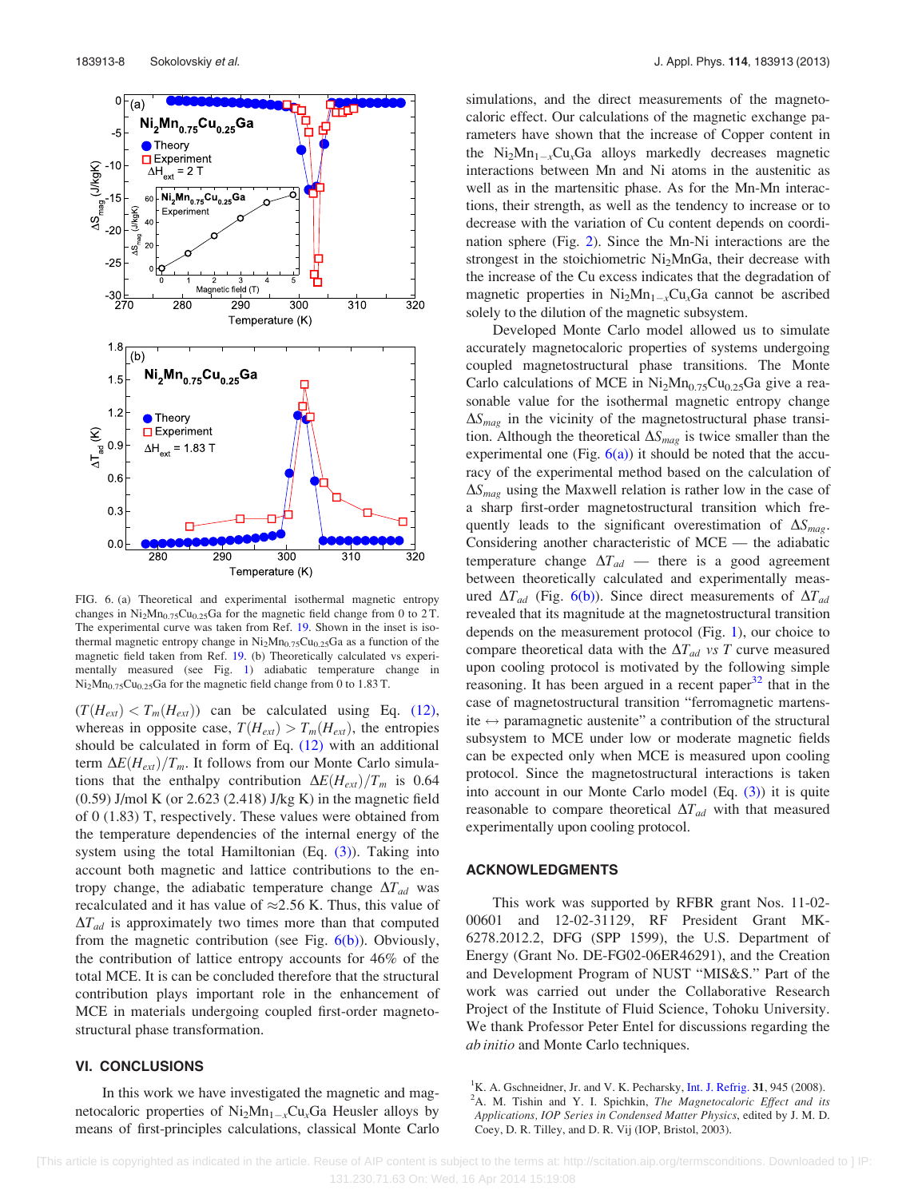FIG. 6. (a) Theoretical and experimental isothermal magnetic entropy changes in $Ni_2Mn_{0.75}Cu_{0.25}Ga$ for the magnetic field change from 0 to 2 T. The experimental curve was taken from Ref. 19. Shown in the inset is isothermal magnetic entropy change in $Ni_2Mn_{0.75}Cu_{0.25}Ga$ as a function of the magnetic field taken from Ref. 19. (b) Theoretically calculated vs experimentally measured (see Fig. 1) adiabatic temperature change in $Ni_2Mn_{0.75}Cu_{0.25}Ga$ for the magnetic field change from 0 to 1.83 T.

$(T(H_{ext}) < T_m(H_{ext}))$ can be calculated using Eq. (12), whereas in opposite case, $T(H_{ext}) > T_m(H_{ext})$, the entropies should be calculated in form of Eq. (12) with an additional term $\Delta E(H_{ext})/T_m$. It follows from our Monte Carlo simulations that the enthalpy contribution $\Delta E(H_{ext})/T_m$ is 0.64 (0.59) J/mol K (or 2.623 (2.418) J/kg K) in the magnetic field of 0 (1.83) T, respectively. These values were obtained from the temperature dependencies of the internal energy of the system using the total Hamiltonian (Eq. (3)). Taking into account both magnetic and lattice contributions to the entropy change, the adiabatic temperature change $\Delta T_{ad}$ was recalculated and it has value of $\approx$2.56 K. Thus, this value of $\Delta T_{ad}$ is approximately two times more than that computed from the magnetic contribution (see Fig. 6(b)). Obviously, the contribution of lattice entropy accounts for 46% of the total MCE. It is can be concluded therefore that the structural contribution plays important role in the enhancement of MCE in materials undergoing coupled first-order magnetostructural phase transformation.

## VI. CONCLUSIONS

In this work we have investigated the magnetic and magnetocaloric properties of $Ni_2Mn_{1-x}Cu_xGa$ Heusler alloys by means of first-principles calculations, classical Monte Carlo simulations, and the direct measurements of the magnetocaloric effect. Our calculations of the magnetic exchange parameters have shown that the increase of Copper content in the $Ni_2Mn_{1-x}Cu_xGa$ alloys markedly decreases magnetic interactions between Mn and Ni atoms in the austenitic as well as in the martensitic phase. As for the Mn-Mn interactions, their strength, as well as the tendency to increase or to decrease with the variation of Cu content depends on coordination sphere (Fig. 2). Since the Mn-Ni interactions are the strongest in the stoichiometric $Ni_2MnGa$, their decrease with the increase of the Cu excess indicates that the degradation of magnetic properties in $Ni_2Mn_{1-x}Cu_xGa$ cannot be ascribed solely to the dilution of the magnetic subsystem.

Developed Monte Carlo model allowed us to simulate accurately magnetocaloric properties of systems undergoing coupled magnetostructural phase transitions. The Monte Carlo calculations of MCE in $Ni_2Mn_{0.75}Cu_{0.25}Ga$ give a reasonable value for the isothermal magnetic entropy change $\Delta S_{mag}$ in the vicinity of the magnetostructural phase transition. Although the theoretical $\Delta S_{mag}$ is twice smaller than the experimental one (Fig. 6(a)) it should be noted that the accuracy of the experimental method based on the calculation of $\Delta S_{mag}$ using the Maxwell relation is rather low in the case of a sharp first-order magnetostructural transition which frequently leads to the significant overestimation of $\Delta S_{mag}$. Considering another characteristic of MCE — the adiabatic temperature change $\Delta T_{ad}$ — there is a good agreement between theoretically calculated and experimentally measured $\Delta T_{ad}$ (Fig. 6(b)). Since direct measurements of $\Delta T_{ad}$ revealed that its magnitude at the magnetostructural transition depends on the measurement protocol (Fig. 1), our choice to compare theoretical data with the $\Delta T_{ad}$ *vs* $T$ curve measured upon cooling protocol is motivated by the following simple reasoning. It has been argued in a recent paper[32] that in the case of magnetostructural transition "ferromagnetic martensite $\leftrightarrow$ paramagnetic austenite" a contribution of the structural subsystem to MCE under low or moderate magnetic fields can be expected only when MCE is measured upon cooling protocol. Since the magnetostructural interactions is taken into account in our Monte Carlo model (Eq. (3)) it is quite reasonable to compare theoretical $\Delta T_{ad}$ with that measured experimentally upon cooling protocol.

## ACKNOWLEDGMENTS

This work was supported by RFBR grant Nos. 11-02-00601 and 12-02-31129, RF President Grant MK-6278.2012.2, DFG (SPP 1599), the U.S. Department of Energy (Grant No. DE-FG02-06ER46291), and the Creation and Development Program of NUST "MIS&S." Part of the work was carried out under the Collaborative Research Project of the Institute of Fluid Science, Tohoku University. We thank Professor Peter Entel for discussions regarding the *ab initio* and Monte Carlo techniques.

[1] K. A. Gschneidner, Jr. and V. K. Pecharsky, Int. J. Refrig. 31, 945 (2008).

[2] A. M. Tishin and Y. I. Spichkin, *The Magnetocaloric Effect and its Applications, IOP Series in Condensed Matter Physics*, edited by J. M. D. Coey, D. R. Tilley, and D. R. Vij (IOP, Bristol, 2003).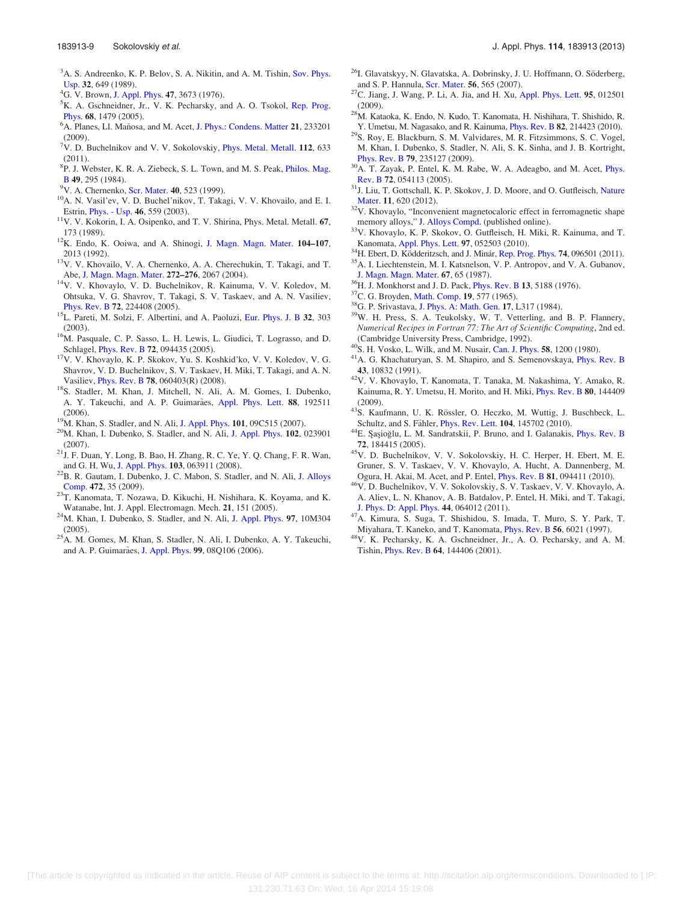[3] A. S. Andreenko, K. P. Belov, S. A. Nikitin, and A. M. Tishin, Sov. Phys. Usp. **32**, 649 (1989).

[4] G. V. Brown, J. Appl. Phys. **47**, 3673 (1976).

[5] K. A. Gschneidner, Jr., V. K. Pecharsky, and A. O. Tsokol, Rep. Prog. Phys. **68**, 1479 (2005).

[6] A. Planes, Ll. Mañosa, and M. Acet, J. Phys.: Condens. Matter **21**, 233201 (2009).

[7] V. D. Buchelnikov and V. V. Sokolovskiy, Phys. Metal. Metall. **112**, 633 (2011).

[8] P. J. Webster, K. R. A. Ziebeck, S. L. Town, and M. S. Peak, Philos. Mag. B **49**, 295 (1984).

[9] V. A. Chernenko, Scr. Mater. **40**, 523 (1999).

[10] A. N. Vasil'ev, V. D. Buchel'nikov, T. Takagi, V. V. Khovailo, and E. I. Estrin, Phys. - Usp. **46**, 559 (2003).

[11] V. V. Kokorin, I. A. Osipenko, and T. V. Shirina, Phys. Metal. Metall. **67**, 173 (1989).

[12] K. Endo, K. Ooiwa, and A. Shinogi, J. Magn. Magn. Mater. **104–107**, 2013 (1992).

[13] V. V. Khovailo, V. A. Chernenko, A. A. Cherechukin, T. Takagi, and T. Abe, J. Magn. Magn. Mater. **272–276**, 2067 (2004).

[14] V. V. Khovaylo, V. D. Buchelnikov, R. Kainuma, V. V. Koledov, M. Ohtsuka, V. G. Shavrov, T. Takagi, S. V. Taskaev, and A. N. Vasiliev, Phys. Rev. B **72**, 224408 (2005).

[15] L. Pareti, M. Solzi, F. Albertini, and A. Paoluzi, Eur. Phys. J. B **32**, 303 (2003).

[16] M. Pasquale, C. P. Sasso, L. H. Lewis, L. Giudici, T. Lograsso, and D. Schlagel, Phys. Rev. B **72**, 094435 (2005).

[17] V. V. Khovaylo, K. P. Skokov, Yu. S. Koshkid'ko, V. V. Koledov, V. G. Shavrov, V. D. Buchelnikov, S. V. Taskaev, H. Miki, T. Takagi, and A. N. Vasiliev, Phys. Rev. B **78**, 060403(R) (2008).

[18] S. Stadler, M. Khan, J. Mitchell, N. Ali, A. M. Gomes, I. Dubenko, A. Y. Takeuchi, and A. P. Guimarães, Appl. Phys. Lett. **88**, 192511 (2006).

[19] M. Khan, S. Stadler, and N. Ali, J. Appl. Phys. **101**, 09C515 (2007).

[20] M. Khan, I. Dubenko, S. Stadler, and N. Ali, J. Appl. Phys. **102**, 023901 (2007).

[21] J. F. Duan, Y. Long, B. Bao, H. Zhang, R. C. Ye, Y. Q. Chang, F. R. Wan, and G. H. Wu, J. Appl. Phys. **103**, 063911 (2008).

[22] B. R. Gautam, I. Dubenko, J. C. Mabon, S. Stadler, and N. Ali, J. Alloys Comp. **472**, 35 (2009).

[23] T. Kanomata, T. Nozawa, D. Kikuchi, H. Nishihara, K. Koyama, and K. Watanabe, Int. J. Appl. Electromagn. Mech. **21**, 151 (2005).

[24] M. Khan, I. Dubenko, S. Stadler, and N. Ali, J. Appl. Phys. **97**, 10M304 (2005).

[25] A. M. Gomes, M. Khan, S. Stadler, N. Ali, I. Dubenko, A. Y. Takeuchi, and A. P. Guimarães, J. Appl. Phys. **99**, 08Q106 (2006).

[26] I. Glavatskyy, N. Glavatska, A. Dobrinsky, J. U. Hoffmann, O. Söderberg, and S. P. Hannula, Scr. Mater. **56**, 565 (2007).

[27] C. Jiang, J. Wang, P. Li, A. Jia, and H. Xu, Appl. Phys. Lett. **95**, 012501 (2009).

[28] M. Kataoka, K. Endo, N. Kudo, T. Kanomata, H. Nishihara, T. Shishido, R. Y. Umetsu, M. Nagasako, and R. Kainuma, Phys. Rev. B **82**, 214423 (2010).

[29] S. Roy, E. Blackburn, S. M. Valvidares, M. R. Fitzsimmons, S. C. Vogel, M. Khan, I. Dubenko, S. Stadler, N. Ali, S. K. Sinha, and J. B. Kortright, Phys. Rev. B **79**, 235127 (2009).

[30] A. T. Zayak, P. Entel, K. M. Rabe, W. A. Adeagbo, and M. Acet, Phys. Rev. B **72**, 054113 (2005).

[31] J. Liu, T. Gottschall, K. P. Skokov, J. D. Moore, and O. Gutfleisch, Nature Mater. **11**, 620 (2012).

[32] V. Khovaylo, "Inconvenient magnetocaloric effect in ferromagnetic shape memory alloys," J. Alloys Compd. (published online).

[33] V. Khovaylo, K. P. Skokov, O. Gutfleisch, H. Miki, R. Kainuma, and T. Kanomata, Appl. Phys. Lett. **97**, 052503 (2010).

[34] H. Ebert, D. Ködderitzsch, and J. Minár, Rep. Prog. Phys. **74**, 096501 (2011).

[35] A. I. Liechtenstein, M. I. Katsnelson, V. P. Antropov, and V. A. Gubanov, J. Magn. Magn. Mater. **67**, 65 (1987).

[36] H. J. Monkhorst and J. D. Pack, Phys. Rev. B **13**, 5188 (1976).

[37] C. G. Broyden, Math. Comp. **19**, 577 (1965).

[38] G. P. Srivastava, J. Phys. A: Math. Gen. **17**, L317 (1984).

[39] W. H. Press, S. A. Teukolsky, W. T. Vetterling, and B. P. Flannery, *Numerical Recipes in Fortran 77: The Art of Scientific Computing*, 2nd ed. (Cambridge University Press, Cambridge, 1992).

[40] S. H. Vosko, L. Wilk, and M. Nusair, Can. J. Phys. **58**, 1200 (1980).

[41] A. G. Khachaturyan, S. M. Shapiro, and S. Semenovskaya, Phys. Rev. B **43**, 10832 (1991).

[42] V. V. Khovaylo, T. Kanomata, T. Tanaka, M. Nakashima, Y. Amako, R. Kainuma, R. Y. Umetsu, H. Morito, and H. Miki, Phys. Rev. B **80**, 144409 (2009).

[43] S. Kaufmann, U. K. Rössler, O. Heczko, M. Wuttig, J. Buschbeck, L. Schultz, and S. Fähler, Phys. Rev. Lett. **104**, 145702 (2010).

[44] E. Şaşioğlu, L. M. Sandratskii, P. Bruno, and I. Galanakis, Phys. Rev. B **72**, 184415 (2005).

[45] V. D. Buchelnikov, V. V. Sokolovskiy, H. C. Herper, H. Ebert, M. E. Gruner, S. V. Taskaev, V. V. Khovaylo, A. Hucht, A. Dannenberg, M. Ogura, H. Akai, M. Acet, and P. Entel, Phys. Rev. B **81**, 094411 (2010).

[46] V. D. Buchelnikov, V. V. Sokolovskiy, S. V. Taskaev, V. V. Khovaylo, A. A. Aliev, L. N. Khanov, A. B. Batdalov, P. Entel, H. Miki, and T. Takagi, J. Phys. D: Appl. Phys. **44**, 064012 (2011).

[47] A. Kimura, S. Suga, T. Shishidou, S. Imada, T. Muro, S. Y. Park, T. Miyahara, T. Kaneko, and T. Kanomata, Phys. Rev. B **56**, 6021 (1997).

[48] V. K. Pecharsky, K. A. Gschneidner, Jr., A. O. Pecharsky, and A. M. Tishin, Phys. Rev. B **64**, 144406 (2001).